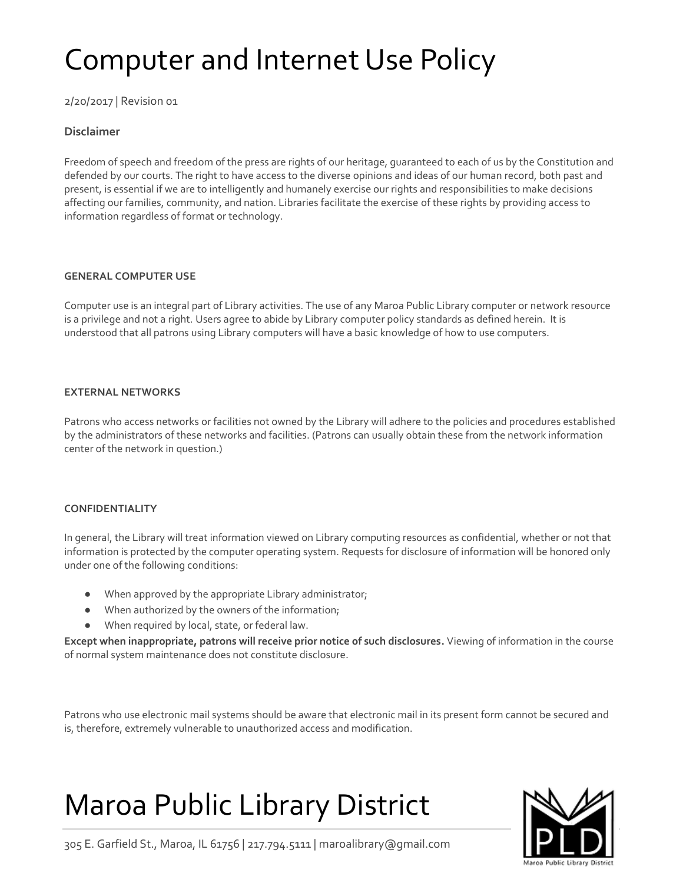# Computer and Internet Use Policy

2/20/2017 | Revision 01

### Disclaimer

Freedom of speech and freedom of the press are rights of our heritage, guaranteed to each of us by the Constitution and defended by our courts. The right to have access to the diverse opinions and ideas of our human record, both past and present, is essential if we are to intelligently and humanely exercise our rights and responsibilities to make decisions affecting our families, community, and nation. Libraries facilitate the exercise of these rights by providing access to information regardless of format or technology.

#### GENERAL COMPUTER USE

Computer use is an integral part of Library activities. The use of any Maroa Public Library computer or network resource is a privilege and not a right. Users agree to abide by Library computer policy standards as defined herein. It is understood that all patrons using Library computers will have a basic knowledge of how to use computers.

#### EXTERNAL NETWORKS

Patrons who access networks or facilities not owned by the Library will adhere to the policies and procedures established by the administrators of these networks and facilities. (Patrons can usually obtain these from the network information center of the network in question.)

#### CONFIDENTIALITY

In general, the Library will treat information viewed on Library computing resources as confidential, whether or not that information is protected by the computer operating system. Requests for disclosure of information will be honored only under one of the following conditions:

- When approved by the appropriate Library administrator;
- When authorized by the owners of the information;
- When required by local, state, or federal law.

**Except when inappropriate, patrons will receive prior notice of such disclosures.** Viewing of information in the course of normal system maintenance does not constitute disclosure.

Patrons who use electronic mail systems should be aware that electronic mail in its present form cannot be secured and is, therefore, extremely vulnerable to unauthorized access and modification.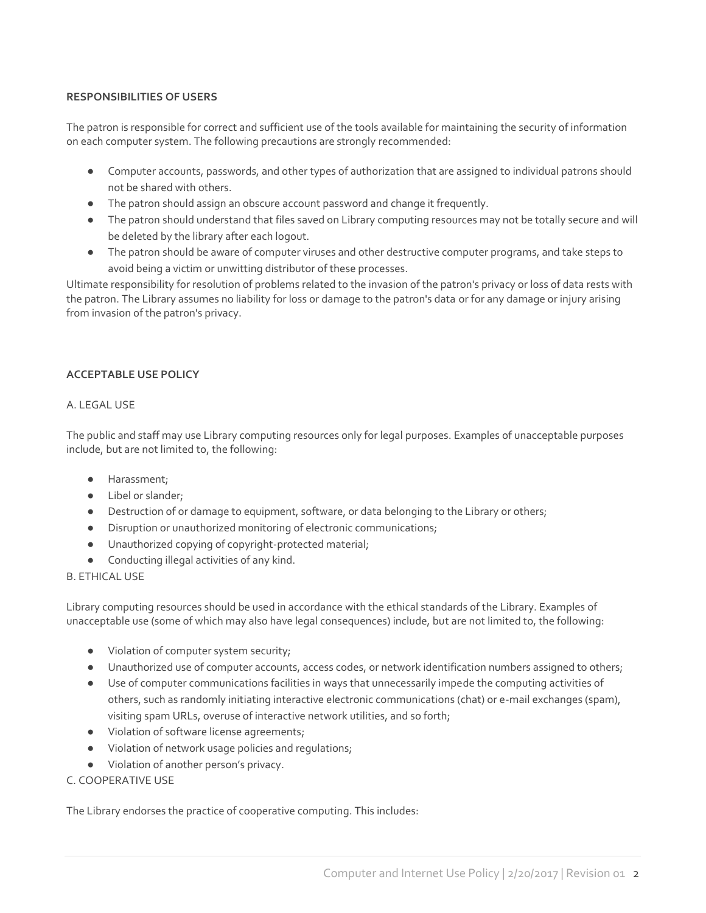**RESPONSIBILITIES OF USERS**

The patron is responsible for correct and sufficient use of the tools available for maintaining the security of information on each computer system. The following precautions are strongly recommended:

- Computer accounts, passwords, and other types of authorization that are assigned to individual patrons should not be shared with others.
- The patron should assign an obscure account password and change it frequently.
- The patron should understand that files saved on Library computing resources may not be totally secure and will be deleted by the library after each logout.
- The patron should be aware of computer viruses and other destructive computer programs, and take steps to avoid being a victim or unwitting distributor of these processes.

Ultimate responsibility for resolution of problems related to the invasion of the patron's privacy or loss of data rests with the patron. The Library assumes no liability for loss or damage to the patron's data or for any damage or injury arising from invasion of the patron's privacy.

**ACCEPTABLE USE POLICY**

A. LEGAL USE

The public and staff may use Library computing resources only for legal purposes. Examples of unacceptable purposes include, but are not limited to, the following:

- Harassment;
- Libel or slander;
- Destruction of or damage to equipment, software, or data belonging to the Library or others;
- Disruption or unauthorized monitoring of electronic communications;
- Unauthorized copying of copyright-protected material;
- Conducting illegal activities of any kind.

B. ETHICAL USE

Library computing resources should be used in accordance with the ethical standards of the Library. Examples of unacceptable use (some of which may also have legal consequences) include, but are not limited to, the following:

- Violation of computer system security;
- Unauthorized use of computer accounts, access codes, or network identification numbers assigned to others;
- Use of computer communications facilities in ways that unnecessarily impede the computing activities of others, such as randomly initiating interactive electronic communications (chat) or e-mail exchanges (spam), visiting spam URLs, overuse of interactive network utilities, and so forth;
- Violation of software license agreements;
- Violation of network usage policies and regulations;
- Violation of another person's privacy.

C. COOPERATIVE USE

The Library endorses the practice of cooperative computing. This includes: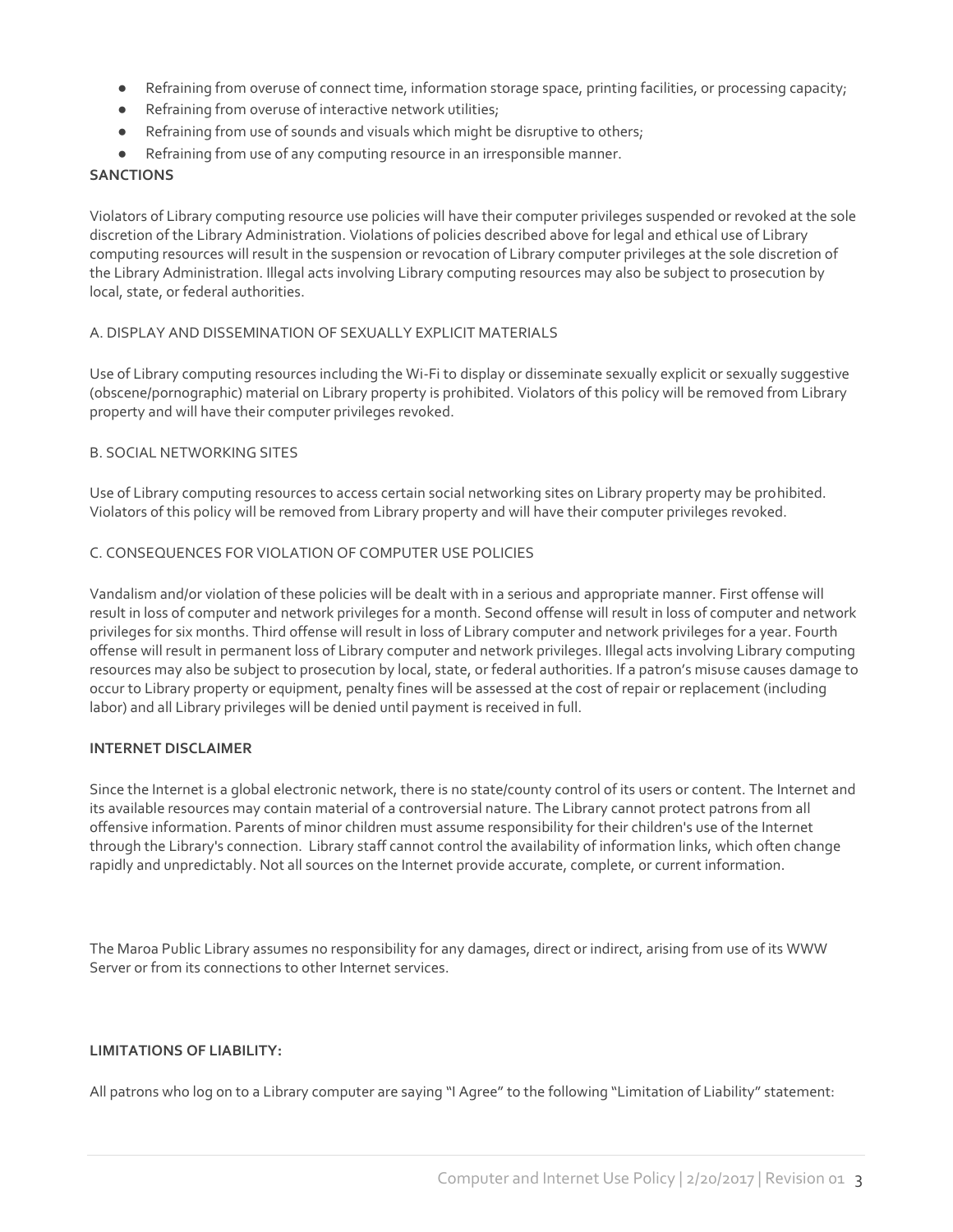- Refraining from overuse of connect time, information storage space, printing facilities, or processing capacity;
- Refraining from overuse of interactive network utilities;
- Refraining from use of sounds and visuals which might be disruptive to others;
- Refraining from use of any computing resource in an irresponsible manner.

**SANCTIONS**

Violators of Library computing resource use policies will have their computer privileges suspended or revoked at the sole discretion of the Library Administration. Violations of policies described above for legal and ethical use of Library computing resources will result in the suspension or revocation of Library computer privileges at the sole discretion of the Library Administration. Illegal acts involving Library computing resources may also be subject to prosecution by local, state, or federal authorities.

A. DISPLAY AND DISSEMINATION OF SEXUALLY EXPLICIT MATERIALS

Use of Library computing resources including the Wi-Fi to display or disseminate sexually explicit or sexually suggestive (obscene/pornographic) material on Library property is prohibited. Violators of this policy will be removed from Library property and will have their computer privileges revoked.

B. SOCIAL NETWORKING SITES

Use of Library computing resources to access certain social networking sites on Library property may be prohibited. Violators of this policy will be removed from Library property and will have their computer privileges revoked.

C. CONSEQUENCES FOR VIOLATION OF COMPUTER USE POLICIES

Vandalism and/or violation of these policies will be dealt with in a serious and appropriate manner. First offense will result in loss of computer and network privileges for a month. Second offense will result in loss of computer and network privileges for six months. Third offense will result in loss of Library computer and network privileges for a year. Fourth offense will result in permanent loss of Library computer and network privileges. Illegal acts involving Library computing resources may also be subject to prosecution by local, state, or federal authorities. If a patron's misuse causes damage to occur to Library property or equipment, penalty fines will be assessed at the cost of repair or replacement (including labor) and all Library privileges will be denied until payment is received in full.

**INTERNET DISCLAIMER**

Since the Internet is a global electronic network, there is no state/county control of its users or content. The Internet and its available resources may contain material of a controversial nature. The Library cannot protect patrons from all offensive information. Parents of minor children must assume responsibility for their children's use of the Internet through the Library's connection. Library staff cannot control the availability of information links, which often change rapidly and unpredictably. Not all sources on the Internet provide accurate, complete, or current information.

The Maroa Public Library assumes no responsibility for any damages, direct or indirect, arising from use of its WWW Server or from its connections to other Internet services.

**LIMITATIONS OF LIABILITY:**

All patrons who log on to a Library computer are saying "I Agree" to the following "Limitation of Liability" statement: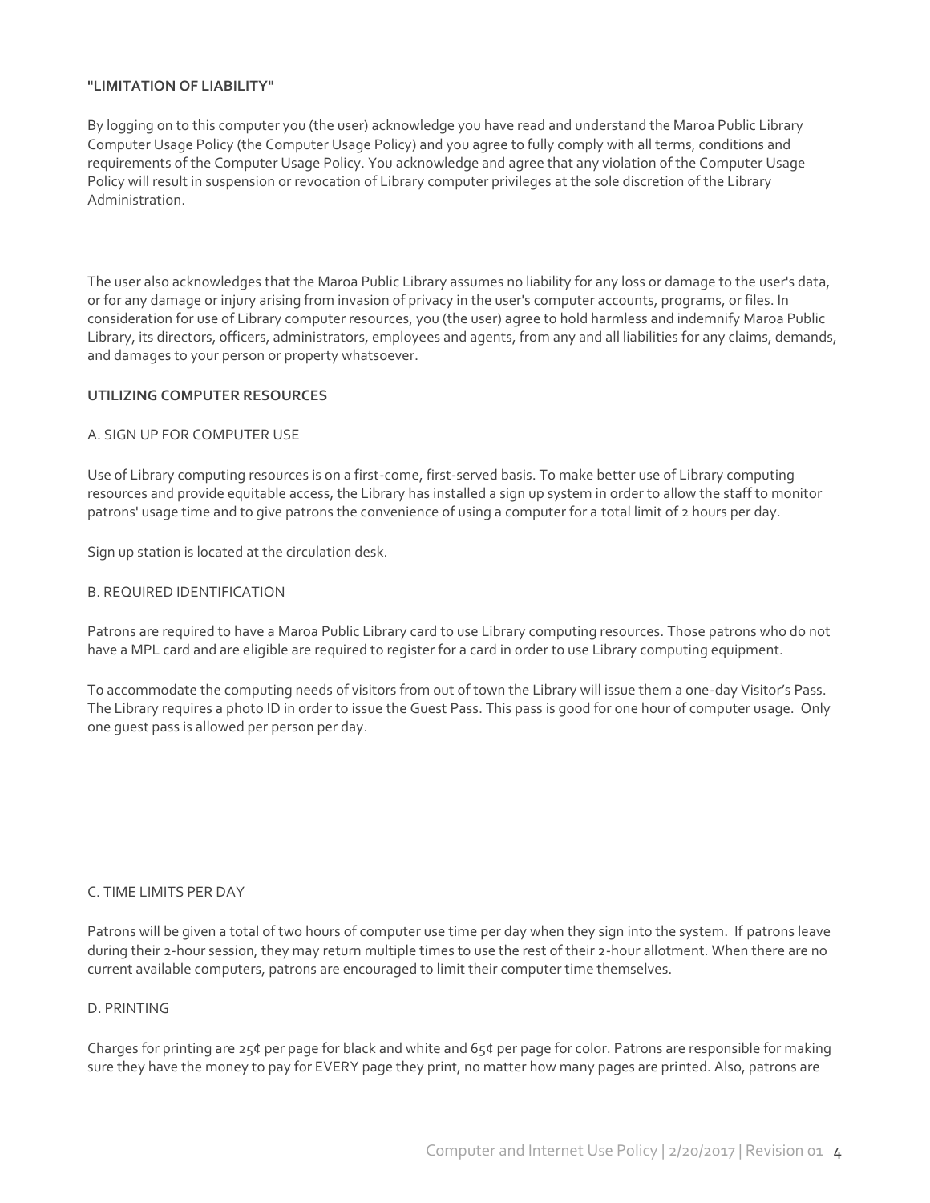**"LIMITATION OF LIABILITY"**

By logging on to this computer you (the user) acknowledge you have read and understand the Maroa Public Library Computer Usage Policy (the Computer Usage Policy) and you agree to fully comply with all terms, conditions and requirements of the Computer Usage Policy. You acknowledge and agree that any violation of the Computer Usage Policy will result in suspension or revocation of Library computer privileges at the sole discretion of the Library Administration.

The user also acknowledges that the Maroa Public Library assumes no liability for any loss or damage to the user's data, or for any damage or injury arising from invasion of privacy in the user's computer accounts, programs, or files. In consideration for use of Library computer resources, you (the user) agree to hold harmless and indemnify Maroa Public Library, its directors, officers, administrators, employees and agents, from any and all liabilities for any claims, demands, and damages to your person or property whatsoever.

**UTILIZING COMPUTER RESOURCES**

A. SIGN UP FOR COMPUTER USE

Use of Library computing resources is on a first-come, first-served basis. To make better use of Library computing resources and provide equitable access, the Library has installed a sign up system in order to allow the staff to monitor patrons' usage time and to give patrons the convenience of using a computer for a total limit of 2 hours per day.

Sign up station is located at the circulation desk.

B. REQUIRED IDENTIFICATION

Patrons are required to have a Maroa Public Library card to use Library computing resources. Those patrons who do not have a MPL card and are eligible are required to register for a card in order to use Library computing equipment.

To accommodate the computing needs of visitors from out of town the Library will issue them a one-day Visitor's Pass. The Library requires a photo ID in order to issue the Guest Pass. This pass is good for one hour of computer usage. Only one guest pass is allowed per person per day.

C. TIME LIMITS PER DAY

Patrons will be given a total of two hours of computer use time per day when they sign into the system. If patrons leave during their 2-hour session, they may return multiple times to use the rest of their 2-hour allotment. When there are no current available computers, patrons are encouraged to limit their computer time themselves.

D. PRINTING

Charges for printing are 25¢ per page for black and white and 65¢ per page for color. Patrons are responsible for making sure they have the money to pay for EVERY page they print, no matter how many pages are printed. Also, patrons are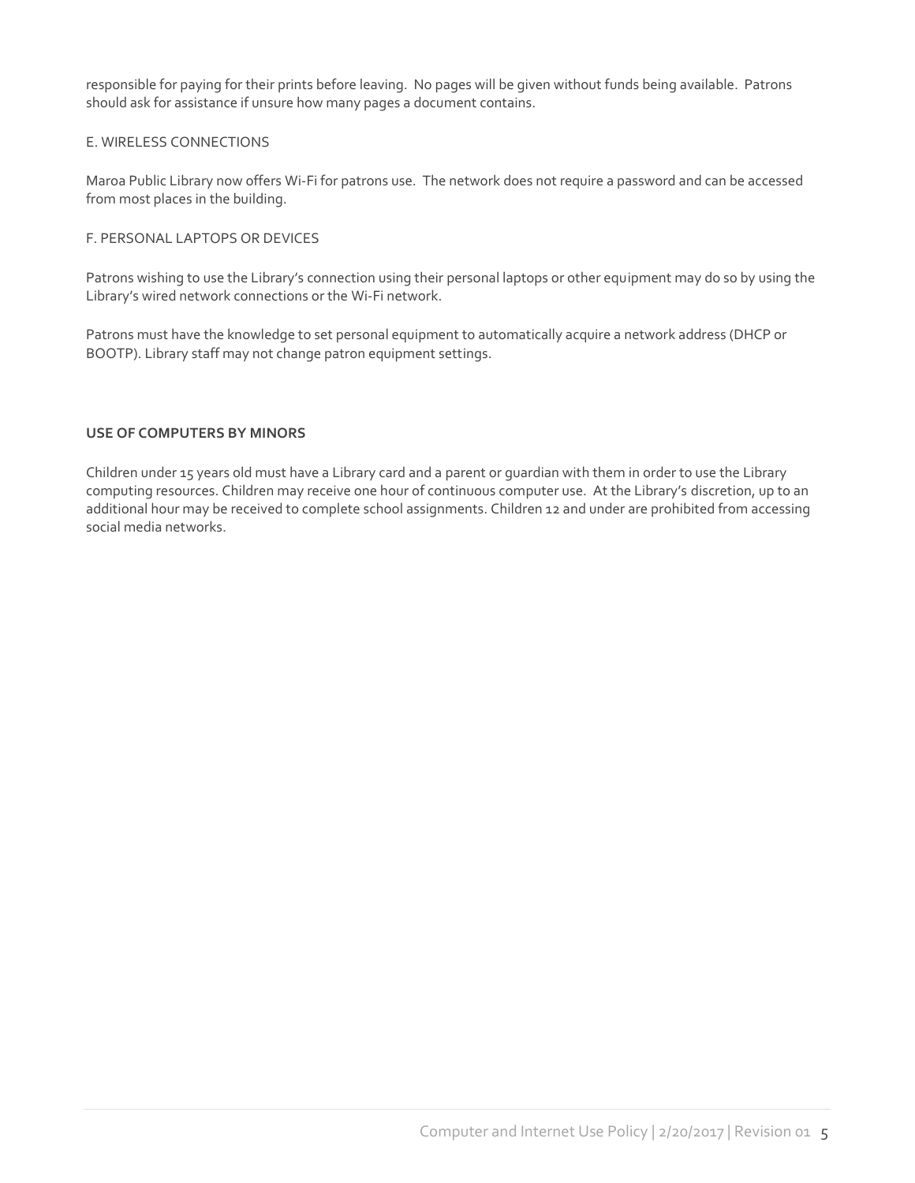responsible for paying for their prints before leaving. No pages will be given without funds being available. Patrons should ask for assistance if unsure how many pages a document contains.

E. WIRELESS CONNECTIONS

Maroa Public Library now offers Wi-Fi for patrons use. The network does not require a password and can be accessed from most places in the building.

F. PERSONAL LAPTOPS OR DEVICES

Patrons wishing to use the Library's connection using their personal laptops or other equipment may do so by using the Library's wired network connections or the Wi-Fi network.

Patrons must have the knowledge to set personal equipment to automatically acquire a network address (DHCP or BOOTP). Library staff may not change patron equipment settings.

## USE OF COMPUTERS BY MINORS

Children under 15 years old must have a Library card and a parent or guardian with them in order to use the Library computing resources. Children may receive one hour of continuous computer use. At the Library's discretion, up to an additional hour may be received to complete school assignments. Children 12 and under are prohibited from accessing social media networks.